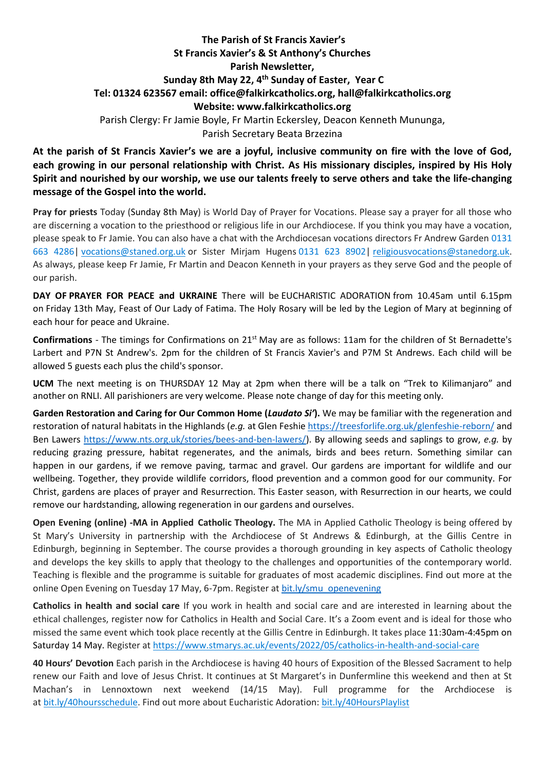**The Parish of St Francis Xavier's**
**St Francis Xavier's & St Anthony's Churches**
**Parish Newsletter,**
**Sunday 8th May 22, 4th Sunday of Easter, Year C**
**Tel: 01324 623567 email: office@falkirkcatholics.org, hall@falkirkcatholics.org**
**Website: www.falkirkcatholics.org**

Parish Clergy: Fr Jamie Boyle, Fr Martin Eckersley, Deacon Kenneth Mununga,
Parish Secretary Beata Brzezina

**At the parish of St Francis Xavier's we are a joyful, inclusive community on fire with the love of God, each growing in our personal relationship with Christ. As His missionary disciples, inspired by His Holy Spirit and nourished by our worship, we use our talents freely to serve others and take the life-changing message of the Gospel into the world.**

**Pray for priests** Today (Sunday 8th May) is World Day of Prayer for Vocations. Please say a prayer for all those who are discerning a vocation to the priesthood or religious life in our Archdiocese. If you think you may have a vocation, please speak to Fr Jamie. You can also have a chat with the Archdiocesan vocations directors Fr Andrew Garden 0131 663 4286| vocations@staned.org.uk or Sister Mirjam Hugens 0131 623 8902| religiousvocations@stanedorg.uk. As always, please keep Fr Jamie, Fr Martin and Deacon Kenneth in your prayers as they serve God and the people of our parish.

**DAY OF PRAYER FOR PEACE and UKRAINE** There will be EUCHARISTIC ADORATION from 10.45am until 6.15pm on Friday 13th May, Feast of Our Lady of Fatima. The Holy Rosary will be led by the Legion of Mary at beginning of each hour for peace and Ukraine.

**Confirmations** - The timings for Confirmations on 21st May are as follows: 11am for the children of St Bernadette's Larbert and P7N St Andrew's. 2pm for the children of St Francis Xavier's and P7M St Andrews. Each child will be allowed 5 guests each plus the child's sponsor.

**UCM** The next meeting is on THURSDAY 12 May at 2pm when there will be a talk on "Trek to Kilimanjaro" and another on RNLI. All parishioners are very welcome. Please note change of day for this meeting only.

**Garden Restoration and Caring for Our Common Home (*Laudato Si'*).** We may be familiar with the regeneration and restoration of natural habitats in the Highlands (*e.g.* at Glen Feshie https://treesforlife.org.uk/glenfeshie-reborn/ and Ben Lawers https://www.nts.org.uk/stories/bees-and-ben-lawers/). By allowing seeds and saplings to grow, *e.g.* by reducing grazing pressure, habitat regenerates, and the animals, birds and bees return. Something similar can happen in our gardens, if we remove paving, tarmac and gravel. Our gardens are important for wildlife and our wellbeing. Together, they provide wildlife corridors, flood prevention and a common good for our community. For Christ, gardens are places of prayer and Resurrection. This Easter season, with Resurrection in our hearts, we could remove our hardstanding, allowing regeneration in our gardens and ourselves.

**Open Evening (online) -MA in Applied Catholic Theology.** The MA in Applied Catholic Theology is being offered by St Mary's University in partnership with the Archdiocese of St Andrews & Edinburgh, at the Gillis Centre in Edinburgh, beginning in September. The course provides a thorough grounding in key aspects of Catholic theology and develops the key skills to apply that theology to the challenges and opportunities of the contemporary world. Teaching is flexible and the programme is suitable for graduates of most academic disciplines. Find out more at the online Open Evening on Tuesday 17 May, 6-7pm. Register at bit.ly/smu_openevening

**Catholics in health and social care** If you work in health and social care and are interested in learning about the ethical challenges, register now for Catholics in Health and Social Care. It's a Zoom event and is ideal for those who missed the same event which took place recently at the Gillis Centre in Edinburgh. It takes place 11:30am-4:45pm on Saturday 14 May. Register at https://www.stmarys.ac.uk/events/2022/05/catholics-in-health-and-social-care

**40 Hours' Devotion** Each parish in the Archdiocese is having 40 hours of Exposition of the Blessed Sacrament to help renew our Faith and love of Jesus Christ. It continues at St Margaret's in Dunfermline this weekend and then at St Machan's in Lennoxtown next weekend (14/15 May). Full programme for the Archdiocese is at bit.ly/40hoursschedule. Find out more about Eucharistic Adoration: bit.ly/40HoursPlaylist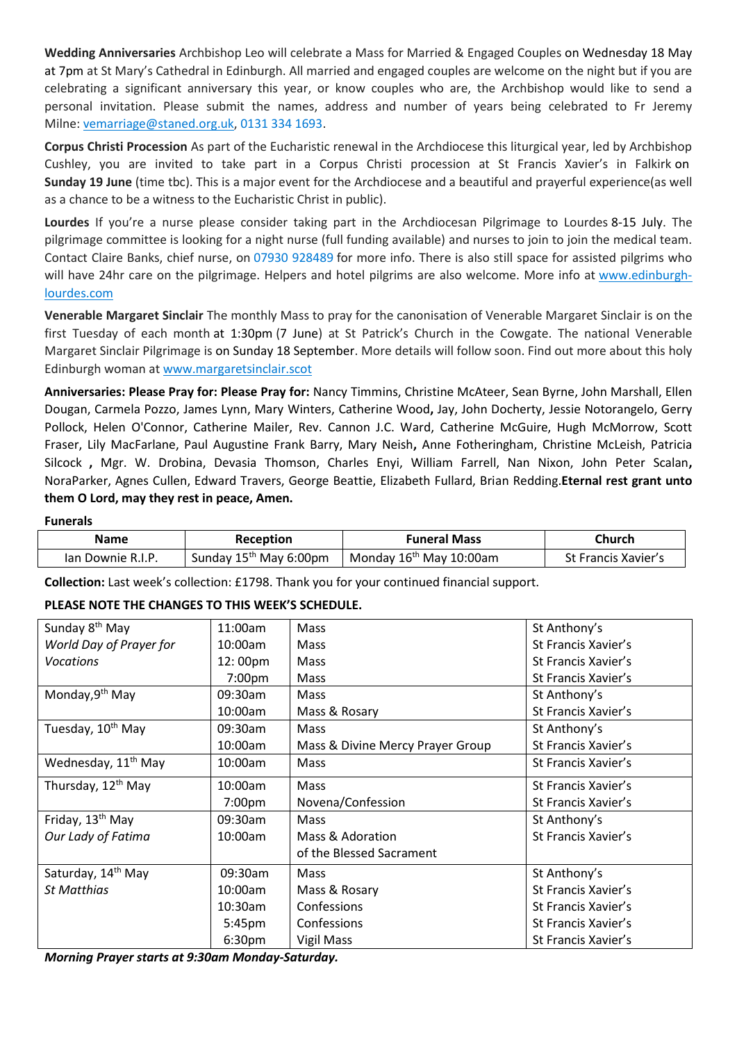**Wedding Anniversaries** Archbishop Leo will celebrate a Mass for Married & Engaged Couples on Wednesday 18 May at 7pm at St Mary's Cathedral in Edinburgh. All married and engaged couples are welcome on the night but if you are celebrating a significant anniversary this year, or know couples who are, the Archbishop would like to send a personal invitation. Please submit the names, address and number of years being celebrated to Fr Jeremy Milne: vemarriage@staned.org.uk, 0131 334 1693.

**Corpus Christi Procession** As part of the Eucharistic renewal in the Archdiocese this liturgical year, led by Archbishop Cushley, you are invited to take part in a Corpus Christi procession at St Francis Xavier's in Falkirk on **Sunday 19 June** (time tbc). This is a major event for the Archdiocese and a beautiful and prayerful experience(as well as a chance to be a witness to the Eucharistic Christ in public).

**Lourdes** If you're a nurse please consider taking part in the Archdiocesan Pilgrimage to Lourdes 8-15 July. The pilgrimage committee is looking for a night nurse (full funding available) and nurses to join to join the medical team. Contact Claire Banks, chief nurse, on 07930 928489 for more info. There is also still space for assisted pilgrims who will have 24hr care on the pilgrimage. Helpers and hotel pilgrims are also welcome. More info at www.edinburgh-lourdes.com

**Venerable Margaret Sinclair** The monthly Mass to pray for the canonisation of Venerable Margaret Sinclair is on the first Tuesday of each month at 1:30pm (7 June) at St Patrick's Church in the Cowgate. The national Venerable Margaret Sinclair Pilgrimage is on Sunday 18 September. More details will follow soon. Find out more about this holy Edinburgh woman at www.margaretsinclair.scot

**Anniversaries: Please Pray for: Please Pray for:** Nancy Timmins, Christine McAteer, Sean Byrne, John Marshall, Ellen Dougan, Carmela Pozzo, James Lynn, Mary Winters, Catherine Wood**,** Jay, John Docherty, Jessie Notorangelo, Gerry Pollock, Helen O'Connor, Catherine Mailer, Rev. Cannon J.C. Ward, Catherine McGuire, Hugh McMorrow, Scott Fraser, Lily MacFarlane, Paul Augustine Frank Barry, Mary Neish**,** Anne Fotheringham, Christine McLeish, Patricia Silcock **,** Mgr. W. Drobina, Devasia Thomson, Charles Enyi, William Farrell, Nan Nixon, John Peter Scalan**,** NoraParker, Agnes Cullen, Edward Travers, George Beattie, Elizabeth Fullard, Brian Redding.**Eternal rest grant unto them O Lord, may they rest in peace, Amen.**

**Funerals**

| Name | Reception | Funeral Mass | Church |
|---|---|---|---|
| Ian Downie R.I.P. | Sunday 15th May 6:00pm | Monday 16th May 10:00am | St Francis Xavier's |

**Collection:** Last week's collection: £1798. Thank you for your continued financial support.

**PLEASE NOTE THE CHANGES TO THIS WEEK'S SCHEDULE.**

| | | | |
|---|---|---|---|
| Sunday 8th May<br>*World Day of Prayer for Vocations* | 11:00am<br>10:00am<br>12: 00pm<br>7:00pm | Mass<br>Mass<br>Mass<br>Mass | St Anthony's<br>St Francis Xavier's<br>St Francis Xavier's<br>St Francis Xavier's |
| Monday,9th May | 09:30am<br>10:00am | Mass<br>Mass & Rosary | St Anthony's<br>St Francis Xavier's |
| Tuesday, 10th May | 09:30am<br>10:00am | Mass<br>Mass & Divine Mercy Prayer Group | St Anthony's<br>St Francis Xavier's |
| Wednesday, 11th May | 10:00am | Mass | St Francis Xavier's |
| Thursday, 12th May | 10:00am<br>7:00pm | Mass<br>Novena/Confession | St Francis Xavier's<br>St Francis Xavier's |
| Friday, 13th May<br>*Our Lady of Fatima* | 09:30am<br>10:00am | Mass<br>Mass & Adoration of the Blessed Sacrament | St Anthony's<br>St Francis Xavier's |
| Saturday, 14th May<br>*St Matthias* | 09:30am<br>10:00am<br>10:30am<br>5:45pm<br>6:30pm | Mass<br>Mass & Rosary<br>Confessions<br>Confessions<br>Vigil Mass | St Anthony's<br>St Francis Xavier's<br>St Francis Xavier's<br>St Francis Xavier's<br>St Francis Xavier's |

***Morning Prayer starts at 9:30am Monday-Saturday.***